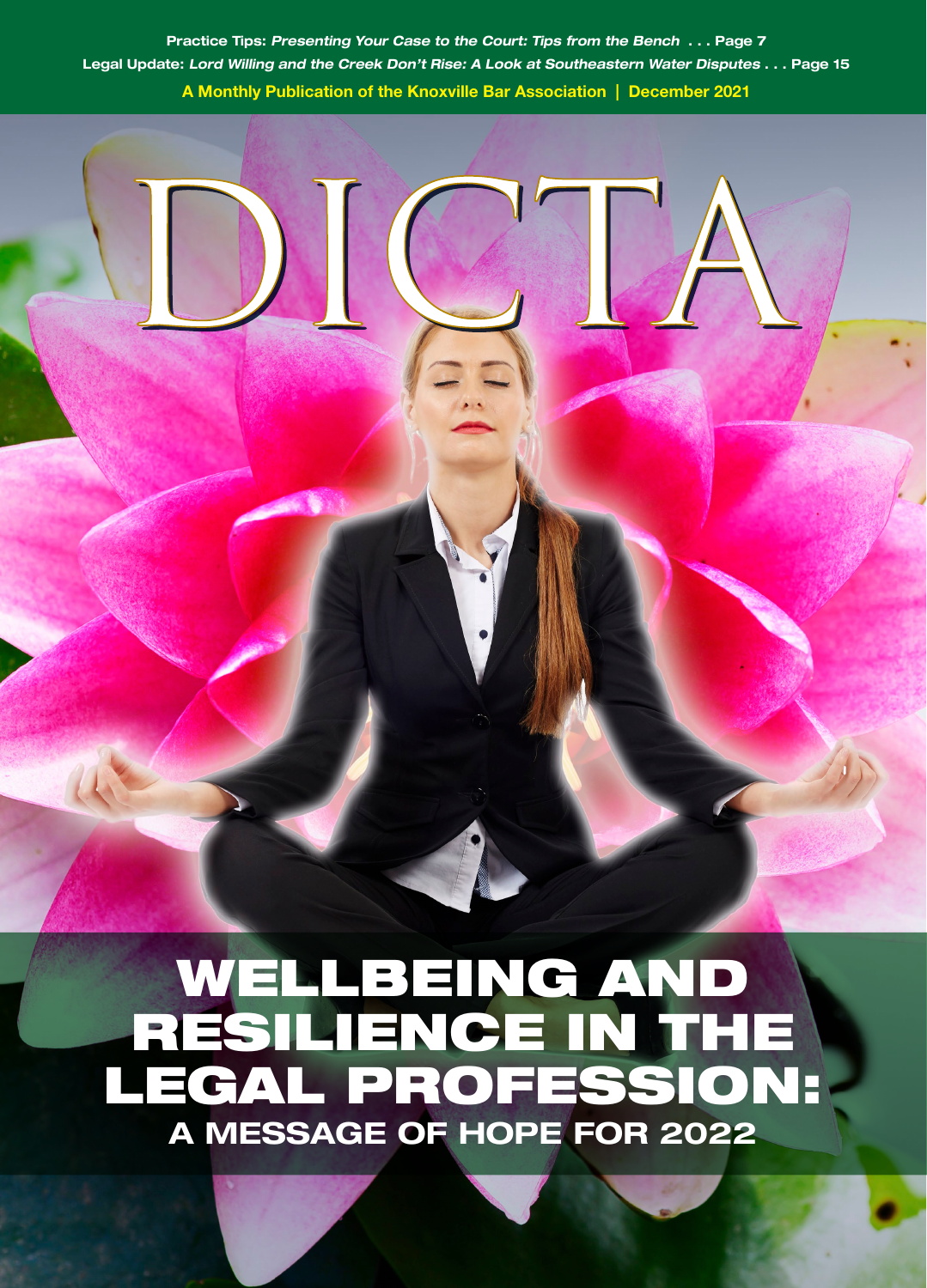**Practice Tips:** *Presenting Your Case to the Court: Tips from the Bench* . . . Page 7

**Legal Update:** *Lord Willing and the Creek Don't Rise: A Look at Southeastern Water Disputes* . . . Page 15

**A Monthly Publication of the Knoxville Bar Association | December 2021**

# DICTA

# WELLBEING AND RESILIENCE IN THE LEGAL PROFESSION:

## A MESSAGE OF HOPE FOR 2022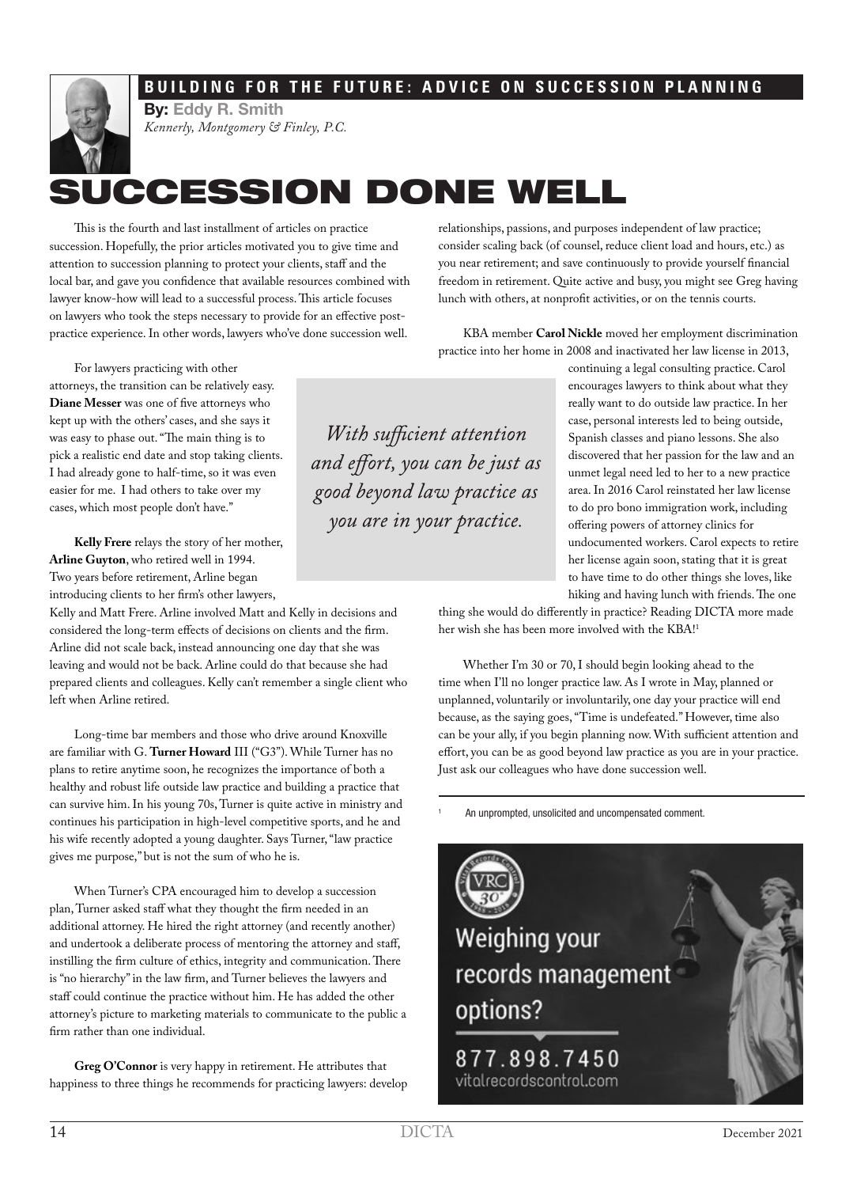BUILDING FOR THE FUTURE: ADVICE ON SUCCESSION PLANNING

**By:** Eddy R. Smith
*Kennerly, Montgomery & Finley, P.C.*

# SUCCESSION DONE WELL

This is the fourth and last installment of articles on practice succession. Hopefully, the prior articles motivated you to give time and attention to succession planning to protect your clients, staff and the local bar, and gave you confidence that available resources combined with lawyer know-how will lead to a successful process. This article focuses on lawyers who took the steps necessary to provide for an effective post-practice experience. In other words, lawyers who've done succession well.

For lawyers practicing with other attorneys, the transition can be relatively easy. **Diane Messer** was one of five attorneys who kept up with the others' cases, and she says it was easy to phase out. "The main thing is to pick a realistic end date and stop taking clients. I had already gone to half-time, so it was even easier for me. I had others to take over my cases, which most people don't have."

**Kelly Frere** relays the story of her mother, **Arline Guyton**, who retired well in 1994. Two years before retirement, Arline began introducing clients to her firm's other lawyers, Kelly and Matt Frere. Arline involved Matt and Kelly in decisions and considered the long-term effects of decisions on clients and the firm. Arline did not scale back, instead announcing one day that she was leaving and would not be back. Arline could do that because she had prepared clients and colleagues. Kelly can't remember a single client who left when Arline retired.

Long-time bar members and those who drive around Knoxville are familiar with G. **Turner Howard** III ("G3"). While Turner has no plans to retire anytime soon, he recognizes the importance of both a healthy and robust life outside law practice and building a practice that can survive him. In his young 70s, Turner is quite active in ministry and continues his participation in high-level competitive sports, and he and his wife recently adopted a young daughter. Says Turner, "law practice gives me purpose," but is not the sum of who he is.

When Turner's CPA encouraged him to develop a succession plan, Turner asked staff what they thought the firm needed in an additional attorney. He hired the right attorney (and recently another) and undertook a deliberate process of mentoring the attorney and staff, instilling the firm culture of ethics, integrity and communication. There is "no hierarchy" in the law firm, and Turner believes the lawyers and staff could continue the practice without him. He has added the other attorney's picture to marketing materials to communicate to the public a firm rather than one individual.

**Greg O'Connor** is very happy in retirement. He attributes that happiness to three things he recommends for practicing lawyers: develop relationships, passions, and purposes independent of law practice; consider scaling back (of counsel, reduce client load and hours, etc.) as you near retirement; and save continuously to provide yourself financial freedom in retirement. Quite active and busy, you might see Greg having lunch with others, at nonprofit activities, or on the tennis courts.

*With sufficient attention and effort, you can be just as good beyond law practice as you are in your practice.*

KBA member **Carol Nickle** moved her employment discrimination practice into her home in 2008 and inactivated her law license in 2013, continuing a legal consulting practice. Carol encourages lawyers to think about what they really want to do outside law practice. In her case, personal interests led to being outside, Spanish classes and piano lessons. She also discovered that her passion for the law and an unmet legal need led to her to a new practice area. In 2016 Carol reinstated her law license to do pro bono immigration work, including offering powers of attorney clinics for undocumented workers. Carol expects to retire her license again soon, stating that it is great to have time to do other things she loves, like hiking and having lunch with friends. The one thing she would do differently in practice? Reading DICTA more made her wish she has been more involved with the KBA![1]

Whether I'm 30 or 70, I should begin looking ahead to the time when I'll no longer practice law. As I wrote in May, planned or unplanned, voluntarily or involuntarily, one day your practice will end because, as the saying goes, "Time is undefeated." However, time also can be your ally, if you begin planning now. With sufficient attention and effort, you can be as good beyond law practice as you are in your practice. Just ask our colleagues who have done succession well.

[1] An unprompted, unsolicited and uncompensated comment.

VRC 30

Weighing your records management options?

877.898.7450
vitalrecordscontrol.com